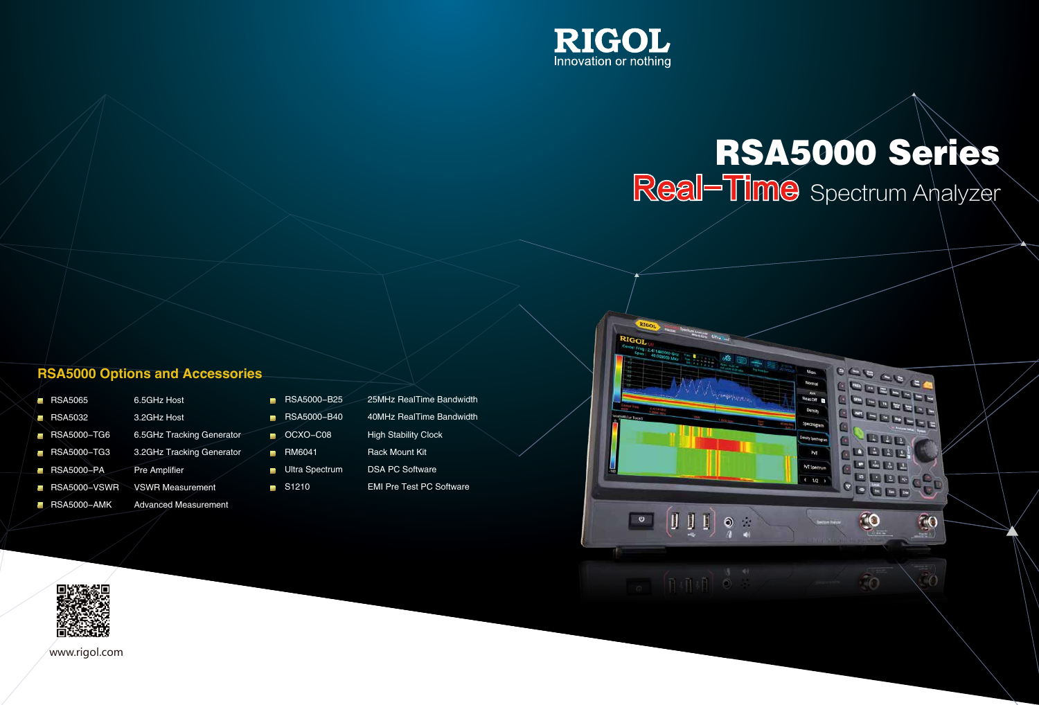RIGOL

Innovation or nothing

# RSA5000 Series

## Real–Time Spectrum Analyzer

### RSA5000 Options and Accessories

| Model | Description |
| --- | --- |
| RSA5065 | 6.5GHz Host |
| RSA5032 | 3.2GHz Host |
| RSA5000–TG6 | 6.5GHz Tracking Generator |
| RSA5000–TG3 | 3.2GHz Tracking Generator |
| RSA5000–PA | Pre Amplifier |
| RSA5000–VSWR | VSWR Measurement |
| RSA5000–AMK | Advanced Measurement |
| RSA5000–B25 | 25MHz RealTime Bandwidth |
| RSA5000–B40 | 40MHz RealTime Bandwidth |
| OCXO–C08 | High Stability Clock |
| RM6041 | Rack Mount Kit |
| Ultra Spectrum | DSA PC Software |
| S1210 | EMI Pre Test PC Software |

www.rigol.com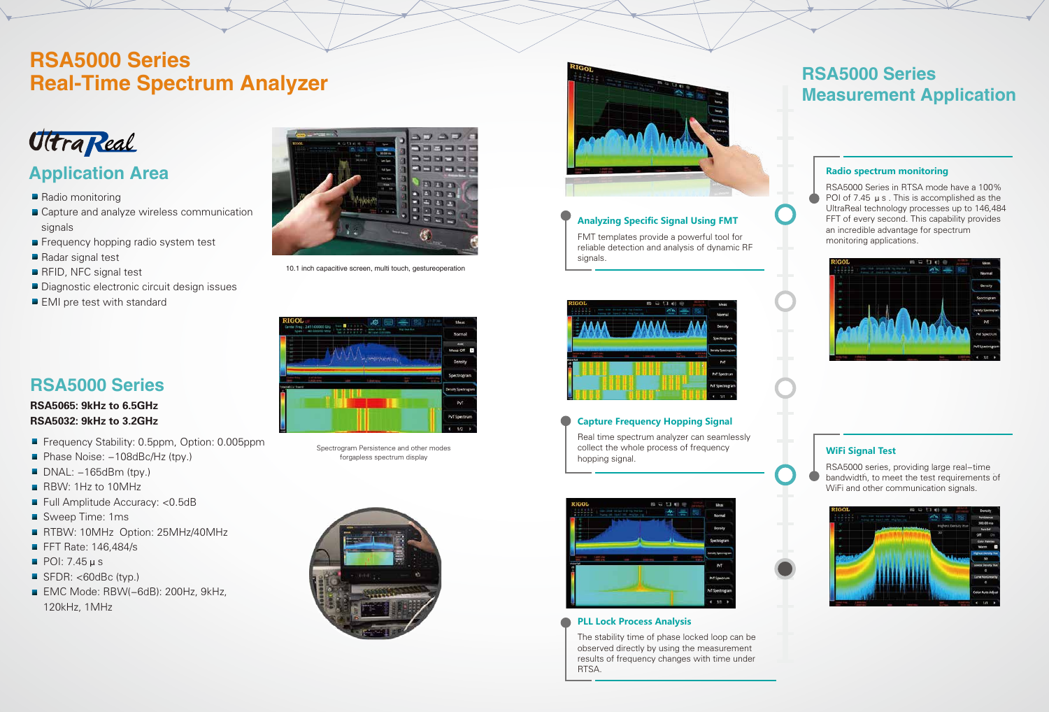# RSA5000 Series
# Real-Time Spectrum Analyzer

UltraReal

## Application Area

- Radio monitoring
- Capture and analyze wireless communication signals
- Frequency hopping radio system test
- Radar signal test
- RFID, NFC signal test
- Diagnostic electronic circuit design issues
- EMI pre test with standard

10.1 inch capacitive screen, multi touch, gestureoperation

Spectrogram Persistence and other modes forgapless spectrum display

## RSA5000 Series

**RSA5065: 9kHz to 6.5GHz**
**RSA5032: 9kHz to 3.2GHz**

- Frequency Stability: 0.5ppm, Option: 0.005ppm
- Phase Noise: −108dBc/Hz (tpy.)
- DNAL: −165dBm (tpy.)
- RBW: 1Hz to 10MHz
- Full Amplitude Accuracy: <0.5dB
- Sweep Time: 1ms
- RTBW: 10MHz Option: 25MHz/40MHz
- FFT Rate: 146,484/s
- POI: 7.45 μ s
- SFDR: <60dBc (typ.)
- EMC Mode: RBW(−6dB): 200Hz, 9kHz, 120kHz, 1MHz

### Analyzing Specific Signal Using FMT

FMT templates provide a powerful tool for reliable detection and analysis of dynamic RF signals.

### Capture Frequency Hopping Signal

Real time spectrum analyzer can seamlessly collect the whole process of frequency hopping signal.

### PLL Lock Process Analysis

The stability time of phase locked loop can be observed directly by using the measurement results of frequency changes with time under RTSA.

## RSA5000 Series Measurement Application

### Radio spectrum monitoring

RSA5000 Series in RTSA mode have a 100% POI of 7.45 μ s . This is accomplished as the UltraReal technology processes up to 146,484 FFT of every second. This capability provides an incredible advantage for spectrum monitoring applications.

### WiFi Signal Test

RSA5000 series, providing large real−time bandwidth, to meet the test requirements of WiFi and other communication signals.